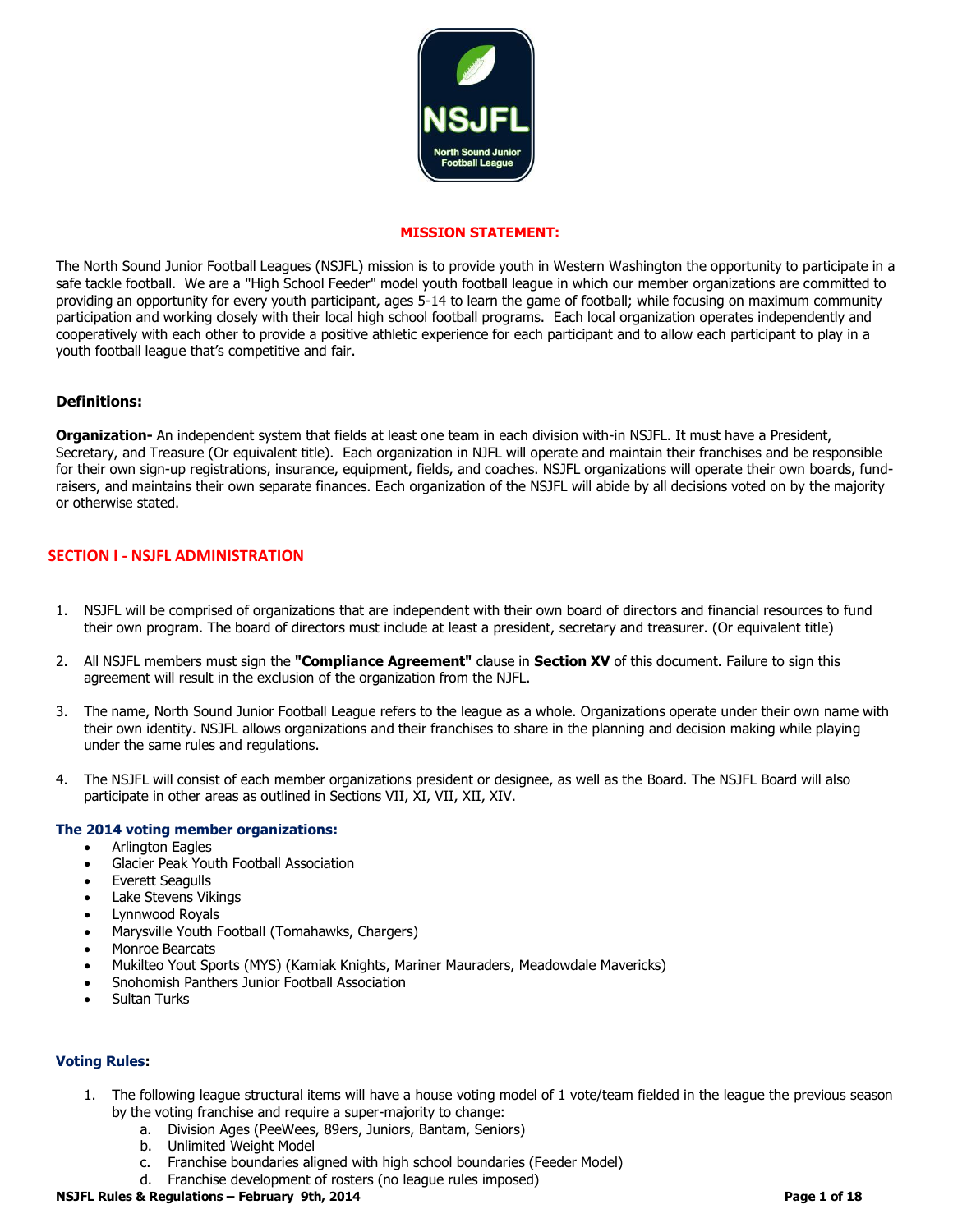NSJFL

North Sound Junior Football League

**MISSION STATEMENT:**

The North Sound Junior Football Leagues (NSJFL) mission is to provide youth in Western Washington the opportunity to participate in a safe tackle football. We are a "High School Feeder" model youth football league in which our member organizations are committed to providing an opportunity for every youth participant, ages 5-14 to learn the game of football; while focusing on maximum community participation and working closely with their local high school football programs. Each local organization operates independently and cooperatively with each other to provide a positive athletic experience for each participant and to allow each participant to play in a youth football league that's competitive and fair.

### Definitions:

**Organization-** An independent system that fields at least one team in each division with-in NSJFL. It must have a President, Secretary, and Treasure (Or equivalent title). Each organization in NJFL will operate and maintain their franchises and be responsible for their own sign-up registrations, insurance, equipment, fields, and coaches. NSJFL organizations will operate their own boards, fund-raisers, and maintains their own separate finances. Each organization of the NSJFL will abide by all decisions voted on by the majority or otherwise stated.

## SECTION I - NSJFL ADMINISTRATION

1. NSJFL will be comprised of organizations that are independent with their own board of directors and financial resources to fund their own program. The board of directors must include at least a president, secretary and treasurer. (Or equivalent title)
2. All NSJFL members must sign the **"Compliance Agreement"** clause in **Section XV** of this document. Failure to sign this agreement will result in the exclusion of the organization from the NJFL.
3. The name, North Sound Junior Football League refers to the league as a whole. Organizations operate under their own name with their own identity. NSJFL allows organizations and their franchises to share in the planning and decision making while playing under the same rules and regulations.
4. The NSJFL will consist of each member organizations president or designee, as well as the Board. The NSJFL Board will also participate in other areas as outlined in Sections VII, XI, VII, XII, XIV.

### The 2014 voting member organizations:

- Arlington Eagles
- Glacier Peak Youth Football Association
- Everett Seagulls
- Lake Stevens Vikings
- Lynnwood Royals
- Marysville Youth Football (Tomahawks, Chargers)
- Monroe Bearcats
- Mukilteo Yout Sports (MYS) (Kamiak Knights, Mariner Mauraders, Meadowdale Mavericks)
- Snohomish Panthers Junior Football Association
- Sultan Turks

### Voting Rules:

1. The following league structural items will have a house voting model of 1 vote/team fielded in the league the previous season by the voting franchise and require a super-majority to change:
   a. Division Ages (PeeWees, 89ers, Juniors, Bantam, Seniors)
   b. Unlimited Weight Model
   c. Franchise boundaries aligned with high school boundaries (Feeder Model)
   d. Franchise development of rosters (no league rules imposed)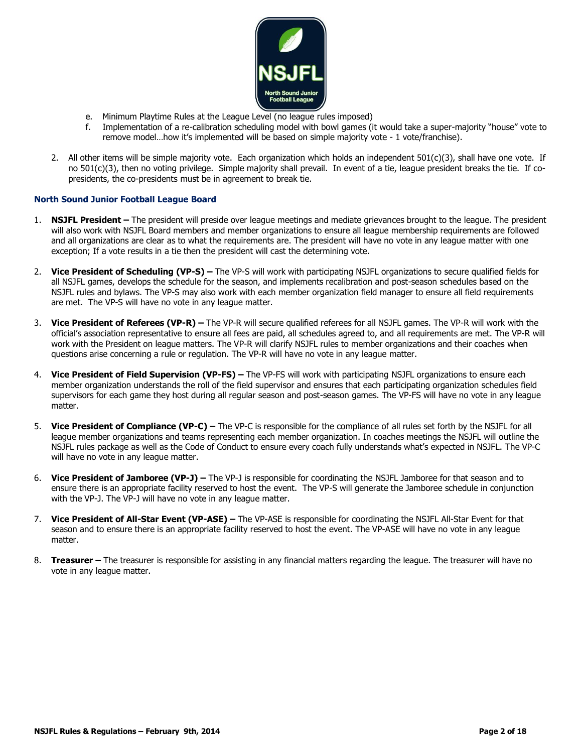e. Minimum Playtime Rules at the League Level (no league rules imposed)
f. Implementation of a re-calibration scheduling model with bowl games (it would take a super-majority "house" vote to remove model…how it's implemented will be based on simple majority vote - 1 vote/franchise).

2. All other items will be simple majority vote. Each organization which holds an independent 501(c)(3), shall have one vote. If no 501(c)(3), then no voting privilege. Simple majority shall prevail. In event of a tie, league president breaks the tie. If co-presidents, the co-presidents must be in agreement to break tie.

### North Sound Junior Football League Board

1. **NSJFL President –** The president will preside over league meetings and mediate grievances brought to the league. The president will also work with NSJFL Board members and member organizations to ensure all league membership requirements are followed and all organizations are clear as to what the requirements are. The president will have no vote in any league matter with one exception; If a vote results in a tie then the president will cast the determining vote.

2. **Vice President of Scheduling (VP-S) –** The VP-S will work with participating NSJFL organizations to secure qualified fields for all NSJFL games, develops the schedule for the season, and implements recalibration and post-season schedules based on the NSJFL rules and bylaws. The VP-S may also work with each member organization field manager to ensure all field requirements are met. The VP-S will have no vote in any league matter.

3. **Vice President of Referees (VP-R) –** The VP-R will secure qualified referees for all NSJFL games. The VP-R will work with the official's association representative to ensure all fees are paid, all schedules agreed to, and all requirements are met. The VP-R will work with the President on league matters. The VP-R will clarify NSJFL rules to member organizations and their coaches when questions arise concerning a rule or regulation. The VP-R will have no vote in any league matter.

4. **Vice President of Field Supervision (VP-FS) –** The VP-FS will work with participating NSJFL organizations to ensure each member organization understands the roll of the field supervisor and ensures that each participating organization schedules field supervisors for each game they host during all regular season and post-season games. The VP-FS will have no vote in any league matter.

5. **Vice President of Compliance (VP-C) –** The VP-C is responsible for the compliance of all rules set forth by the NSJFL for all league member organizations and teams representing each member organization. In coaches meetings the NSJFL will outline the NSJFL rules package as well as the Code of Conduct to ensure every coach fully understands what's expected in NSJFL. The VP-C will have no vote in any league matter.

6. **Vice President of Jamboree (VP-J) –** The VP-J is responsible for coordinating the NSJFL Jamboree for that season and to ensure there is an appropriate facility reserved to host the event. The VP-S will generate the Jamboree schedule in conjunction with the VP-J. The VP-J will have no vote in any league matter.

7. **Vice President of All-Star Event (VP-ASE) –** The VP-ASE is responsible for coordinating the NSJFL All-Star Event for that season and to ensure there is an appropriate facility reserved to host the event. The VP-ASE will have no vote in any league matter.

8. **Treasurer –** The treasurer is responsible for assisting in any financial matters regarding the league. The treasurer will have no vote in any league matter.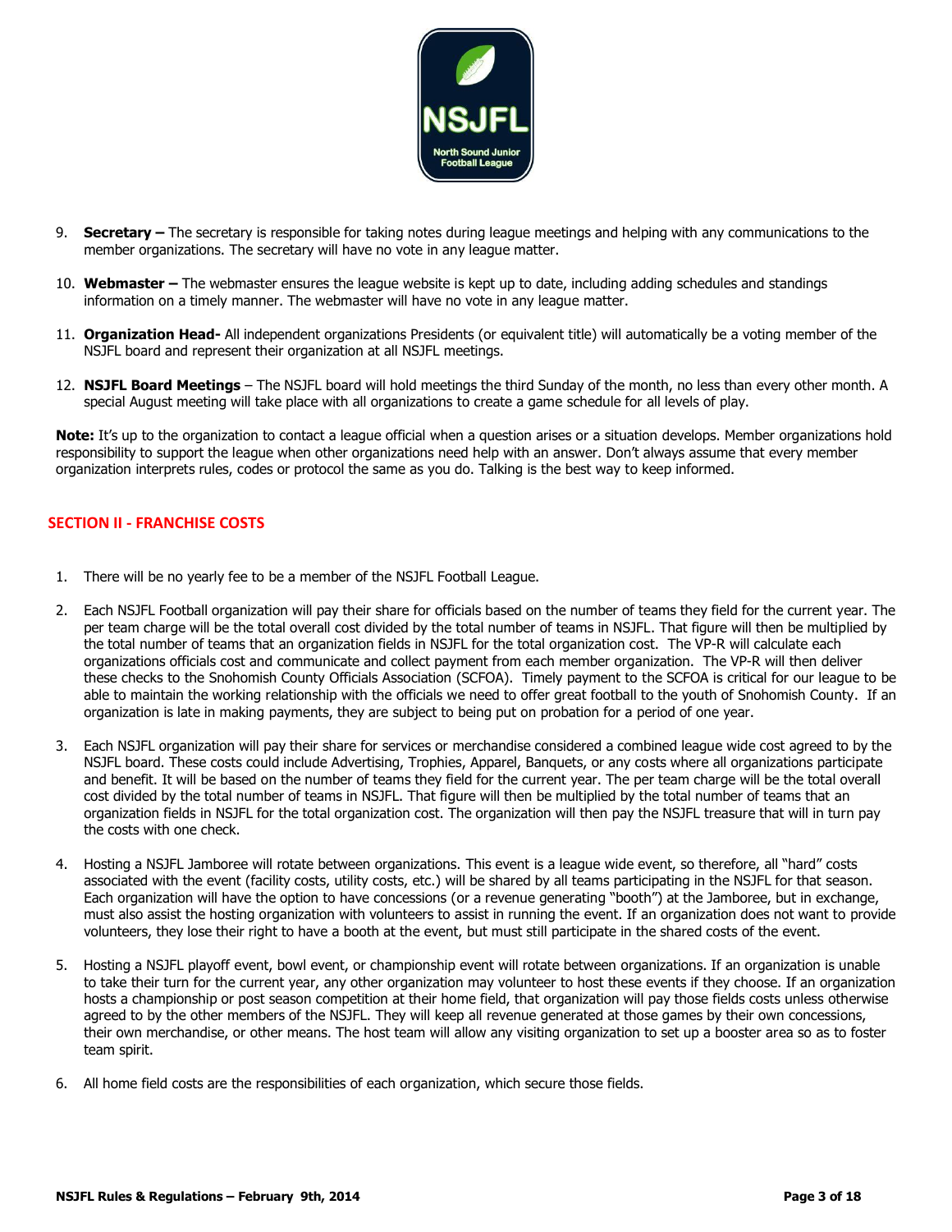9. **Secretary –** The secretary is responsible for taking notes during league meetings and helping with any communications to the member organizations. The secretary will have no vote in any league matter.

10. **Webmaster –** The webmaster ensures the league website is kept up to date, including adding schedules and standings information on a timely manner. The webmaster will have no vote in any league matter.

11. **Organization Head-** All independent organizations Presidents (or equivalent title) will automatically be a voting member of the NSJFL board and represent their organization at all NSJFL meetings.

12. **NSJFL Board Meetings** – The NSJFL board will hold meetings the third Sunday of the month, no less than every other month. A special August meeting will take place with all organizations to create a game schedule for all levels of play.

**Note:** It's up to the organization to contact a league official when a question arises or a situation develops. Member organizations hold responsibility to support the league when other organizations need help with an answer. Don't always assume that every member organization interprets rules, codes or protocol the same as you do. Talking is the best way to keep informed.

## SECTION II - FRANCHISE COSTS

1. There will be no yearly fee to be a member of the NSJFL Football League.

2. Each NSJFL Football organization will pay their share for officials based on the number of teams they field for the current year. The per team charge will be the total overall cost divided by the total number of teams in NSJFL. That figure will then be multiplied by the total number of teams that an organization fields in NSJFL for the total organization cost. The VP-R will calculate each organizations officials cost and communicate and collect payment from each member organization. The VP-R will then deliver these checks to the Snohomish County Officials Association (SCFOA). Timely payment to the SCFOA is critical for our league to be able to maintain the working relationship with the officials we need to offer great football to the youth of Snohomish County. If an organization is late in making payments, they are subject to being put on probation for a period of one year.

3. Each NSJFL organization will pay their share for services or merchandise considered a combined league wide cost agreed to by the NSJFL board. These costs could include Advertising, Trophies, Apparel, Banquets, or any costs where all organizations participate and benefit. It will be based on the number of teams they field for the current year. The per team charge will be the total overall cost divided by the total number of teams in NSJFL. That figure will then be multiplied by the total number of teams that an organization fields in NSJFL for the total organization cost. The organization will then pay the NSJFL treasure that will in turn pay the costs with one check.

4. Hosting a NSJFL Jamboree will rotate between organizations. This event is a league wide event, so therefore, all "hard" costs associated with the event (facility costs, utility costs, etc.) will be shared by all teams participating in the NSJFL for that season. Each organization will have the option to have concessions (or a revenue generating "booth") at the Jamboree, but in exchange, must also assist the hosting organization with volunteers to assist in running the event. If an organization does not want to provide volunteers, they lose their right to have a booth at the event, but must still participate in the shared costs of the event.

5. Hosting a NSJFL playoff event, bowl event, or championship event will rotate between organizations. If an organization is unable to take their turn for the current year, any other organization may volunteer to host these events if they choose. If an organization hosts a championship or post season competition at their home field, that organization will pay those fields costs unless otherwise agreed to by the other members of the NSJFL. They will keep all revenue generated at those games by their own concessions, their own merchandise, or other means. The host team will allow any visiting organization to set up a booster area so as to foster team spirit.

6. All home field costs are the responsibilities of each organization, which secure those fields.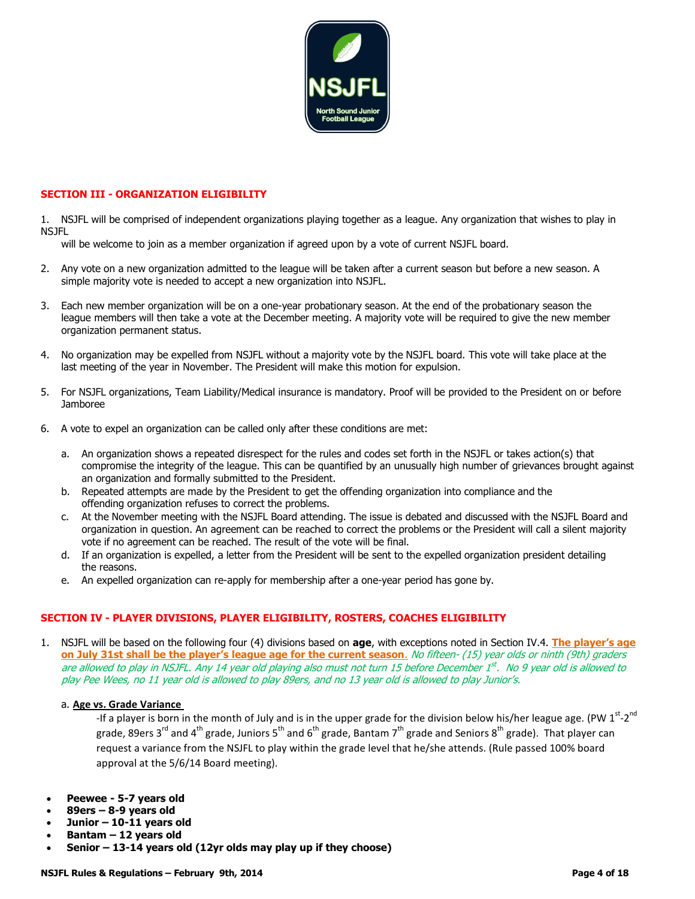## SECTION III - ORGANIZATION ELIGIBILITY

1. NSJFL will be comprised of independent organizations playing together as a league. Any organization that wishes to play in NSJFL will be welcome to join as a member organization if agreed upon by a vote of current NSJFL board.

2. Any vote on a new organization admitted to the league will be taken after a current season but before a new season. A simple majority vote is needed to accept a new organization into NSJFL.

3. Each new member organization will be on a one-year probationary season. At the end of the probationary season the league members will then take a vote at the December meeting. A majority vote will be required to give the new member organization permanent status.

4. No organization may be expelled from NSJFL without a majority vote by the NSJFL board. This vote will take place at the last meeting of the year in November. The President will make this motion for expulsion.

5. For NSJFL organizations, Team Liability/Medical insurance is mandatory. Proof will be provided to the President on or before Jamboree

6. A vote to expel an organization can be called only after these conditions are met:

   a. An organization shows a repeated disrespect for the rules and codes set forth in the NSJFL or takes action(s) that compromise the integrity of the league. This can be quantified by an unusually high number of grievances brought against an organization and formally submitted to the President.
   b. Repeated attempts are made by the President to get the offending organization into compliance and the offending organization refuses to correct the problems.
   c. At the November meeting with the NSJFL Board attending. The issue is debated and discussed with the NSJFL Board and organization in question. An agreement can be reached to correct the problems or the President will call a silent majority vote if no agreement can be reached. The result of the vote will be final.
   d. If an organization is expelled, a letter from the President will be sent to the expelled organization president detailing the reasons.
   e. An expelled organization can re-apply for membership after a one-year period has gone by.

## SECTION IV - PLAYER DIVISIONS, PLAYER ELIGIBILITY, ROSTERS, COACHES ELIGIBILITY

1. NSJFL will be based on the following four (4) divisions based on **age**, with exceptions noted in Section IV.4. **The player's age on July 31st shall be the player's league age for the current season**. *No fifteen- (15) year olds or ninth (9th) graders are allowed to play in NSJFL. Any 14 year old playing also must not turn 15 before December 1st. No 9 year old is allowed to play Pee Wees, no 11 year old is allowed to play 89ers, and no 13 year old is allowed to play Junior's.*

   a. **Age vs. Grade Variance**

      -If a player is born in the month of July and is in the upper grade for the division below his/her league age. (PW 1st-2nd grade, 89ers 3rd and 4th grade, Juniors 5th and 6th grade, Bantam 7th grade and Seniors 8th grade). That player can request a variance from the NSJFL to play within the grade level that he/she attends. (Rule passed 100% board approval at the 5/6/14 Board meeting).

- **Peewee - 5-7 years old**
- **89ers – 8-9 years old**
- **Junior – 10-11 years old**
- **Bantam – 12 years old**
- **Senior – 13-14 years old (12yr olds may play up if they choose)**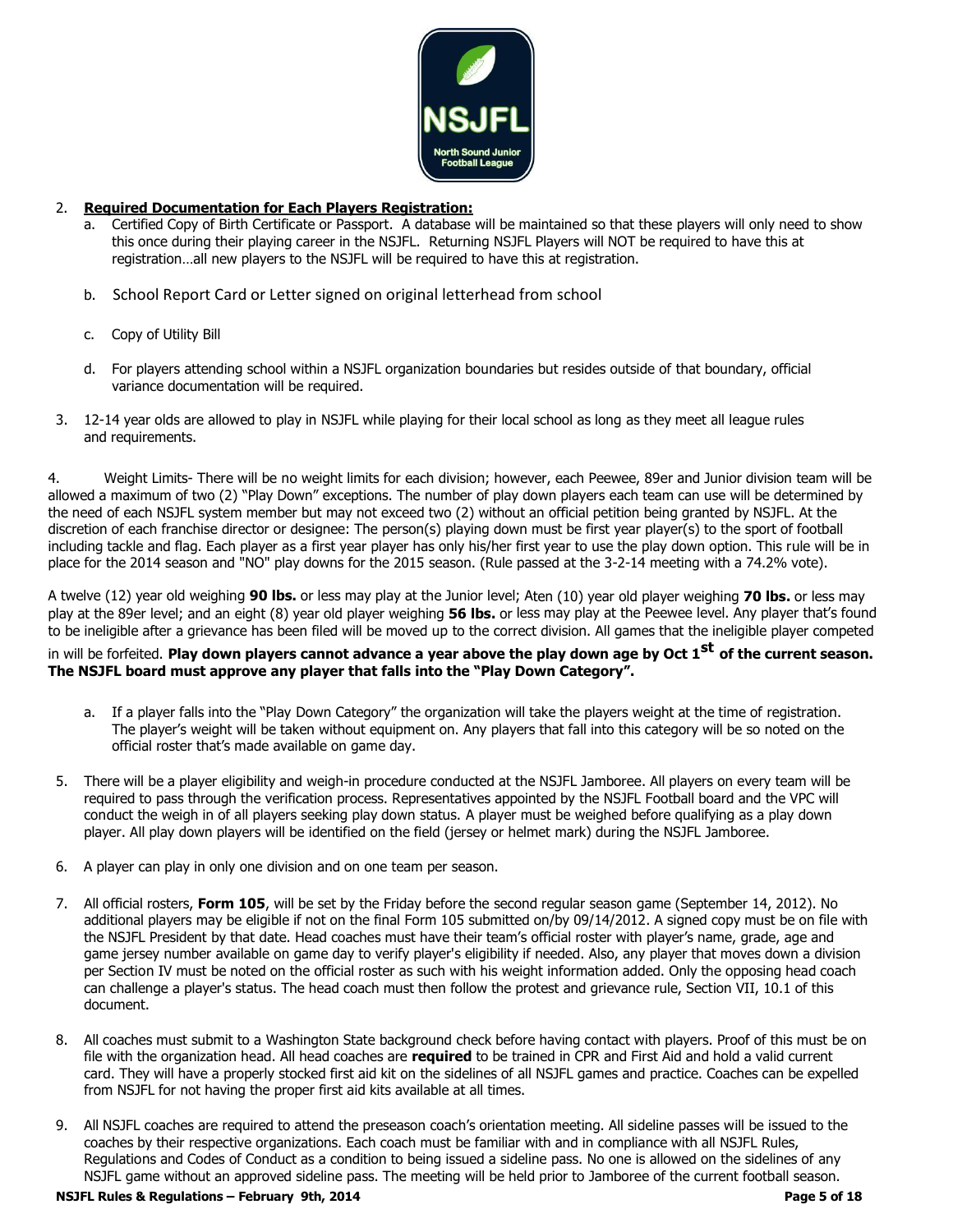2. **Required Documentation for Each Players Registration:**
   a. Certified Copy of Birth Certificate or Passport. A database will be maintained so that these players will only need to show this once during their playing career in the NSJFL. Returning NSJFL Players will NOT be required to have this at registration…all new players to the NSJFL will be required to have this at registration.

   b. School Report Card or Letter signed on original letterhead from school

   c. Copy of Utility Bill

   d. For players attending school within a NSJFL organization boundaries but resides outside of that boundary, official variance documentation will be required.

3. 12-14 year olds are allowed to play in NSJFL while playing for their local school as long as they meet all league rules and requirements.

4. Weight Limits- There will be no weight limits for each division; however, each Peewee, 89er and Junior division team will be allowed a maximum of two (2) "Play Down" exceptions. The number of play down players each team can use will be determined by the need of each NSJFL system member but may not exceed two (2) without an official petition being granted by NSJFL. At the discretion of each franchise director or designee: The person(s) playing down must be first year player(s) to the sport of football including tackle and flag. Each player as a first year player has only his/her first year to use the play down option. This rule will be in place for the 2014 season and "NO" play downs for the 2015 season. (Rule passed at the 3-2-14 meeting with a 74.2% vote).

A twelve (12) year old weighing **90 lbs.** or less may play at the Junior level; Aten (10) year old player weighing **70 lbs.** or less may play at the 89er level; and an eight (8) year old player weighing **56 lbs.** or less may play at the Peewee level. Any player that's found to be ineligible after a grievance has been filed will be moved up to the correct division. All games that the ineligible player competed in will be forfeited. **Play down players cannot advance a year above the play down age by Oct 1st of the current season. The NSJFL board must approve any player that falls into the "Play Down Category".**

   a. If a player falls into the "Play Down Category" the organization will take the players weight at the time of registration. The player's weight will be taken without equipment on. Any players that fall into this category will be so noted on the official roster that's made available on game day.

5. There will be a player eligibility and weigh-in procedure conducted at the NSJFL Jamboree. All players on every team will be required to pass through the verification process. Representatives appointed by the NSJFL Football board and the VPC will conduct the weigh in of all players seeking play down status. A player must be weighed before qualifying as a play down player. All play down players will be identified on the field (jersey or helmet mark) during the NSJFL Jamboree.

6. A player can play in only one division and on one team per season.

7. All official rosters, **Form 105**, will be set by the Friday before the second regular season game (September 14, 2012). No additional players may be eligible if not on the final Form 105 submitted on/by 09/14/2012. A signed copy must be on file with the NSJFL President by that date. Head coaches must have their team's official roster with player's name, grade, age and game jersey number available on game day to verify player's eligibility if needed. Also, any player that moves down a division per Section IV must be noted on the official roster as such with his weight information added. Only the opposing head coach can challenge a player's status. The head coach must then follow the protest and grievance rule, Section VII, 10.1 of this document.

8. All coaches must submit to a Washington State background check before having contact with players. Proof of this must be on file with the organization head. All head coaches are **required** to be trained in CPR and First Aid and hold a valid current card. They will have a properly stocked first aid kit on the sidelines of all NSJFL games and practice. Coaches can be expelled from NSJFL for not having the proper first aid kits available at all times.

9. All NSJFL coaches are required to attend the preseason coach's orientation meeting. All sideline passes will be issued to the coaches by their respective organizations. Each coach must be familiar with and in compliance with all NSJFL Rules, Regulations and Codes of Conduct as a condition to being issued a sideline pass. No one is allowed on the sidelines of any NSJFL game without an approved sideline pass. The meeting will be held prior to Jamboree of the current football season.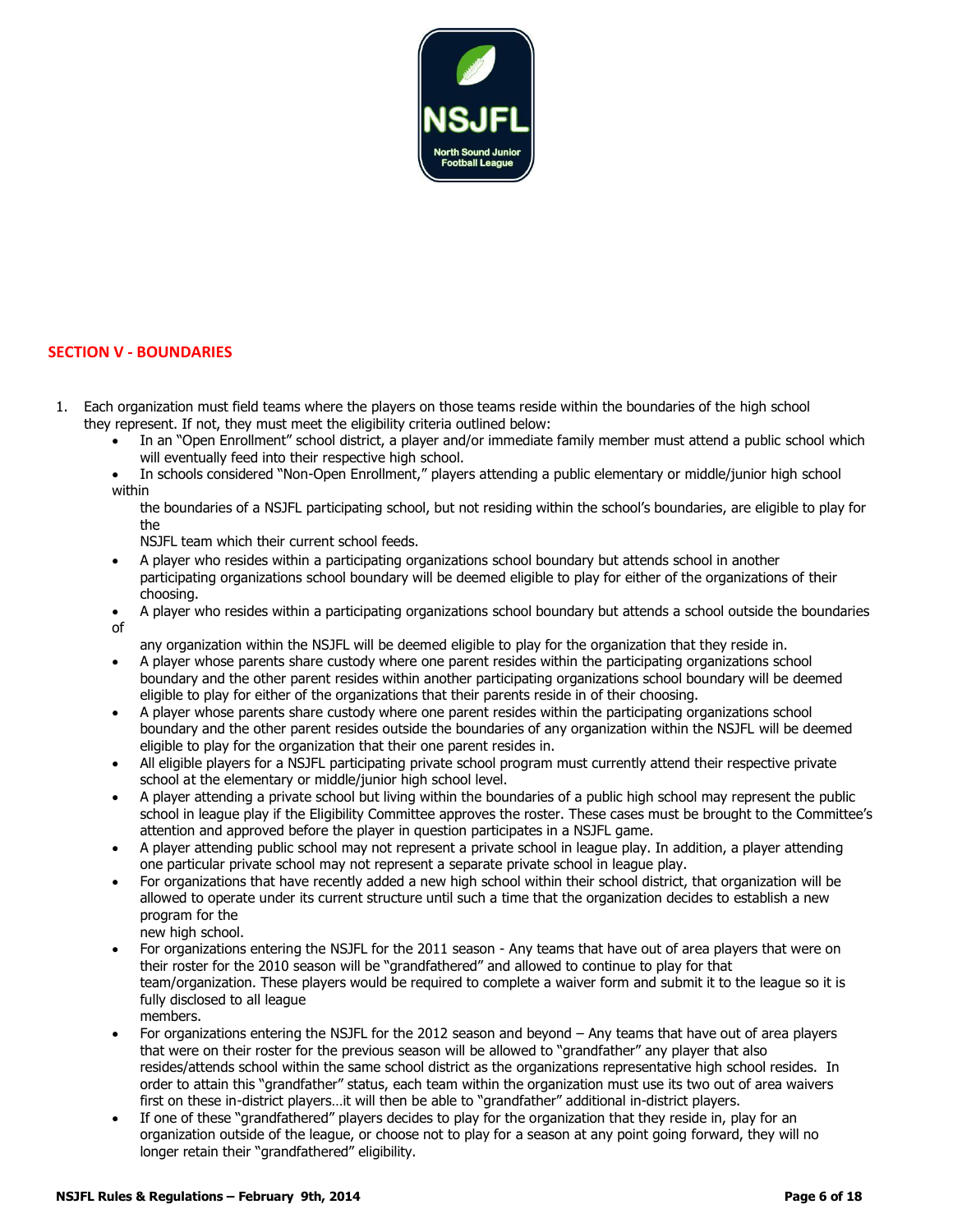## SECTION V - BOUNDARIES

1. Each organization must field teams where the players on those teams reside within the boundaries of the high school they represent. If not, they must meet the eligibility criteria outlined below:
   - In an "Open Enrollment" school district, a player and/or immediate family member must attend a public school which will eventually feed into their respective high school.
   - In schools considered "Non-Open Enrollment," players attending a public elementary or middle/junior high school within the boundaries of a NSJFL participating school, but not residing within the school's boundaries, are eligible to play for the NSJFL team which their current school feeds.
   - A player who resides within a participating organizations school boundary but attends school in another participating organizations school boundary will be deemed eligible to play for either of the organizations of their choosing.
   - A player who resides within a participating organizations school boundary but attends a school outside the boundaries of any organization within the NSJFL will be deemed eligible to play for the organization that they reside in.
   - A player whose parents share custody where one parent resides within the participating organizations school boundary and the other parent resides within another participating organizations school boundary will be deemed eligible to play for either of the organizations that their parents reside in of their choosing.
   - A player whose parents share custody where one parent resides within the participating organizations school boundary and the other parent resides outside the boundaries of any organization within the NSJFL will be deemed eligible to play for the organization that their one parent resides in.
   - All eligible players for a NSJFL participating private school program must currently attend their respective private school at the elementary or middle/junior high school level.
   - A player attending a private school but living within the boundaries of a public high school may represent the public school in league play if the Eligibility Committee approves the roster. These cases must be brought to the Committee's attention and approved before the player in question participates in a NSJFL game.
   - A player attending public school may not represent a private school in league play. In addition, a player attending one particular private school may not represent a separate private school in league play.
   - For organizations that have recently added a new high school within their school district, that organization will be allowed to operate under its current structure until such a time that the organization decides to establish a new program for the new high school.
   - For organizations entering the NSJFL for the 2011 season - Any teams that have out of area players that were on their roster for the 2010 season will be "grandfathered" and allowed to continue to play for that team/organization. These players would be required to complete a waiver form and submit it to the league so it is fully disclosed to all league members.
   - For organizations entering the NSJFL for the 2012 season and beyond – Any teams that have out of area players that were on their roster for the previous season will be allowed to "grandfather" any player that also resides/attends school within the same school district as the organizations representative high school resides. In order to attain this "grandfather" status, each team within the organization must use its two out of area waivers first on these in-district players…it will then be able to "grandfather" additional in-district players.
   - If one of these "grandfathered" players decides to play for the organization that they reside in, play for an organization outside of the league, or choose not to play for a season at any point going forward, they will no longer retain their "grandfathered" eligibility.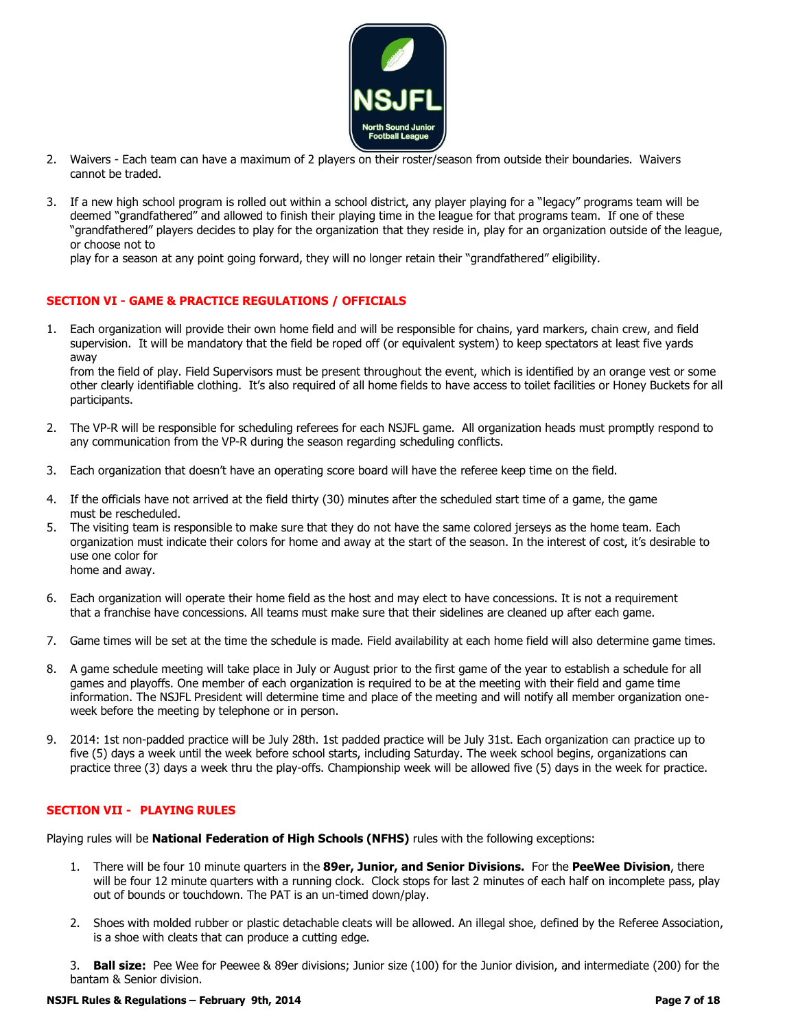2. Waivers - Each team can have a maximum of 2 players on their roster/season from outside their boundaries. Waivers cannot be traded.

3. If a new high school program is rolled out within a school district, any player playing for a "legacy" programs team will be deemed "grandfathered" and allowed to finish their playing time in the league for that programs team. If one of these "grandfathered" players decides to play for the organization that they reside in, play for an organization outside of the league, or choose not to play for a season at any point going forward, they will no longer retain their "grandfathered" eligibility.

## SECTION VI - GAME & PRACTICE REGULATIONS / OFFICIALS

1. Each organization will provide their own home field and will be responsible for chains, yard markers, chain crew, and field supervision. It will be mandatory that the field be roped off (or equivalent system) to keep spectators at least five yards away from the field of play. Field Supervisors must be present throughout the event, which is identified by an orange vest or some other clearly identifiable clothing. It's also required of all home fields to have access to toilet facilities or Honey Buckets for all participants.

2. The VP-R will be responsible for scheduling referees for each NSJFL game. All organization heads must promptly respond to any communication from the VP-R during the season regarding scheduling conflicts.

3. Each organization that doesn't have an operating score board will have the referee keep time on the field.

4. If the officials have not arrived at the field thirty (30) minutes after the scheduled start time of a game, the game must be rescheduled.

5. The visiting team is responsible to make sure that they do not have the same colored jerseys as the home team. Each organization must indicate their colors for home and away at the start of the season. In the interest of cost, it's desirable to use one color for home and away.

6. Each organization will operate their home field as the host and may elect to have concessions. It is not a requirement that a franchise have concessions. All teams must make sure that their sidelines are cleaned up after each game.

7. Game times will be set at the time the schedule is made. Field availability at each home field will also determine game times.

8. A game schedule meeting will take place in July or August prior to the first game of the year to establish a schedule for all games and playoffs. One member of each organization is required to be at the meeting with their field and game time information. The NSJFL President will determine time and place of the meeting and will notify all member organization one-week before the meeting by telephone or in person.

9. 2014: 1st non-padded practice will be July 28th. 1st padded practice will be July 31st. Each organization can practice up to five (5) days a week until the week before school starts, including Saturday. The week school begins, organizations can practice three (3) days a week thru the play-offs. Championship week will be allowed five (5) days in the week for practice.

## SECTION VII - PLAYING RULES

Playing rules will be **National Federation of High Schools (NFHS)** rules with the following exceptions:

1. There will be four 10 minute quarters in the **89er, Junior, and Senior Divisions.** For the **PeeWee Division**, there will be four 12 minute quarters with a running clock. Clock stops for last 2 minutes of each half on incomplete pass, play out of bounds or touchdown. The PAT is an un-timed down/play.

2. Shoes with molded rubber or plastic detachable cleats will be allowed. An illegal shoe, defined by the Referee Association, is a shoe with cleats that can produce a cutting edge.

3. **Ball size:** Pee Wee for Peewee & 89er divisions; Junior size (100) for the Junior division, and intermediate (200) for the bantam & Senior division.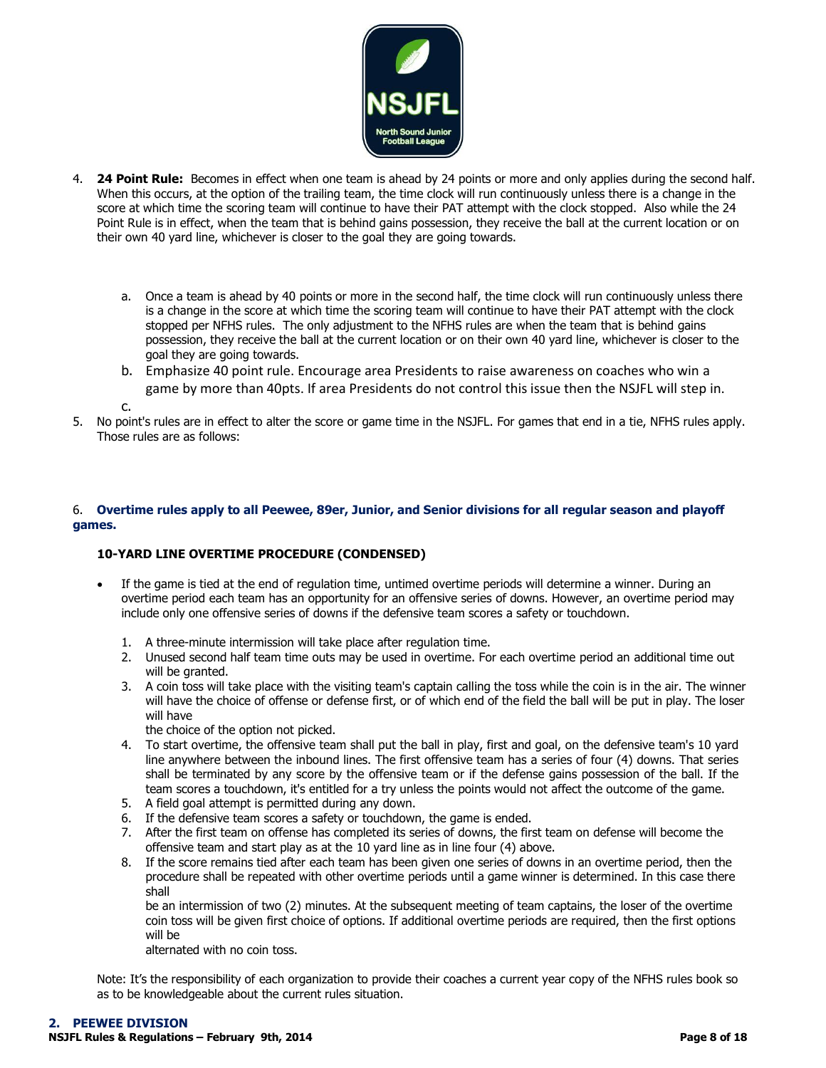4. **24 Point Rule:** Becomes in effect when one team is ahead by 24 points or more and only applies during the second half. When this occurs, at the option of the trailing team, the time clock will run continuously unless there is a change in the score at which time the scoring team will continue to have their PAT attempt with the clock stopped. Also while the 24 Point Rule is in effect, when the team that is behind gains possession, they receive the ball at the current location or on their own 40 yard line, whichever is closer to the goal they are going towards.

    a. Once a team is ahead by 40 points or more in the second half, the time clock will run continuously unless there is a change in the score at which time the scoring team will continue to have their PAT attempt with the clock stopped per NFHS rules. The only adjustment to the NFHS rules are when the team that is behind gains possession, they receive the ball at the current location or on their own 40 yard line, whichever is closer to the goal they are going towards.
    b. Emphasize 40 point rule. Encourage area Presidents to raise awareness on coaches who win a game by more than 40pts. If area Presidents do not control this issue then the NSJFL will step in.
    c.

5. No point's rules are in effect to alter the score or game time in the NSJFL. For games that end in a tie, NFHS rules apply. Those rules are as follows:

6. **Overtime rules apply to all Peewee, 89er, Junior, and Senior divisions for all regular season and playoff games.**

**10-YARD LINE OVERTIME PROCEDURE (CONDENSED)**

- If the game is tied at the end of regulation time, untimed overtime periods will determine a winner. During an overtime period each team has an opportunity for an offensive series of downs. However, an overtime period may include only one offensive series of downs if the defensive team scores a safety or touchdown.

    1. A three-minute intermission will take place after regulation time.
    2. Unused second half team time outs may be used in overtime. For each overtime period an additional time out will be granted.
    3. A coin toss will take place with the visiting team's captain calling the toss while the coin is in the air. The winner will have the choice of offense or defense first, or of which end of the field the ball will be put in play. The loser will have the choice of the option not picked.
    4. To start overtime, the offensive team shall put the ball in play, first and goal, on the defensive team's 10 yard line anywhere between the inbound lines. The first offensive team has a series of four (4) downs. That series shall be terminated by any score by the offensive team or if the defense gains possession of the ball. If the team scores a touchdown, it's entitled for a try unless the points would not affect the outcome of the game.
    5. A field goal attempt is permitted during any down.
    6. If the defensive team scores a safety or touchdown, the game is ended.
    7. After the first team on offense has completed its series of downs, the first team on defense will become the offensive team and start play as at the 10 yard line as in line four (4) above.
    8. If the score remains tied after each team has been given one series of downs in an overtime period, then the procedure shall be repeated with other overtime periods until a game winner is determined. In this case there shall be an intermission of two (2) minutes. At the subsequent meeting of team captains, the loser of the overtime coin toss will be given first choice of options. If additional overtime periods are required, then the first options will be alternated with no coin toss.

Note: It's the responsibility of each organization to provide their coaches a current year copy of the NFHS rules book so as to be knowledgeable about the current rules situation.

## 2. PEEWEE DIVISION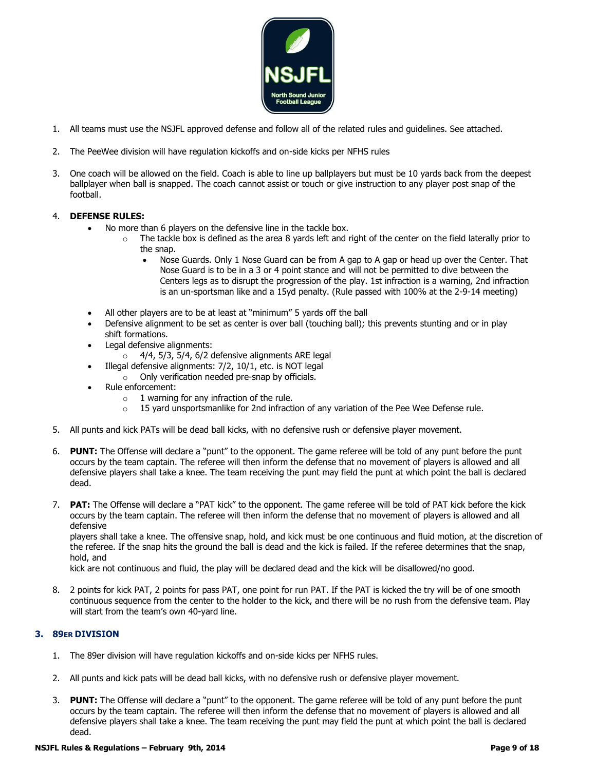1. All teams must use the NSJFL approved defense and follow all of the related rules and guidelines. See attached.

2. The PeeWee division will have regulation kickoffs and on-side kicks per NFHS rules

3. One coach will be allowed on the field. Coach is able to line up ballplayers but must be 10 yards back from the deepest ballplayer when ball is snapped. The coach cannot assist or touch or give instruction to any player post snap of the football.

4. **DEFENSE RULES:**
   - No more than 6 players on the defensive line in the tackle box.
     - The tackle box is defined as the area 8 yards left and right of the center on the field laterally prior to the snap.
       - Nose Guards. Only 1 Nose Guard can be from A gap to A gap or head up over the Center. That Nose Guard is to be in a 3 or 4 point stance and will not be permitted to dive between the Centers legs as to disrupt the progression of the play. 1st infraction is a warning, 2nd infraction is an un-sportsman like and a 15yd penalty. (Rule passed with 100% at the 2-9-14 meeting)
   - All other players are to be at least at "minimum" 5 yards off the ball
   - Defensive alignment to be set as center is over ball (touching ball); this prevents stunting and or in play shift formations.
   - Legal defensive alignments:
     - 4/4, 5/3, 5/4, 6/2 defensive alignments ARE legal
   - Illegal defensive alignments: 7/2, 10/1, etc. is NOT legal
     - Only verification needed pre-snap by officials.
   - Rule enforcement:
     - 1 warning for any infraction of the rule.
     - 15 yard unsportsmanlike for 2nd infraction of any variation of the Pee Wee Defense rule.

5. All punts and kick PATs will be dead ball kicks, with no defensive rush or defensive player movement.

6. **PUNT:** The Offense will declare a "punt" to the opponent. The game referee will be told of any punt before the punt occurs by the team captain. The referee will then inform the defense that no movement of players is allowed and all defensive players shall take a knee. The team receiving the punt may field the punt at which point the ball is declared dead.

7. **PAT:** The Offense will declare a "PAT kick" to the opponent. The game referee will be told of PAT kick before the kick occurs by the team captain. The referee will then inform the defense that no movement of players is allowed and all defensive players shall take a knee. The offensive snap, hold, and kick must be one continuous and fluid motion, at the discretion of the referee. If the snap hits the ground the ball is dead and the kick is failed. If the referee determines that the snap, hold, and kick are not continuous and fluid, the play will be declared dead and the kick will be disallowed/no good.

8. 2 points for kick PAT, 2 points for pass PAT, one point for run PAT. If the PAT is kicked the try will be of one smooth continuous sequence from the center to the holder to the kick, and there will be no rush from the defensive team. Play will start from the team's own 40-yard line.

## 3. 89ER DIVISION

1. The 89er division will have regulation kickoffs and on-side kicks per NFHS rules.

2. All punts and kick pats will be dead ball kicks, with no defensive rush or defensive player movement.

3. **PUNT:** The Offense will declare a "punt" to the opponent. The game referee will be told of any punt before the punt occurs by the team captain. The referee will then inform the defense that no movement of players is allowed and all defensive players shall take a knee. The team receiving the punt may field the punt at which point the ball is declared dead.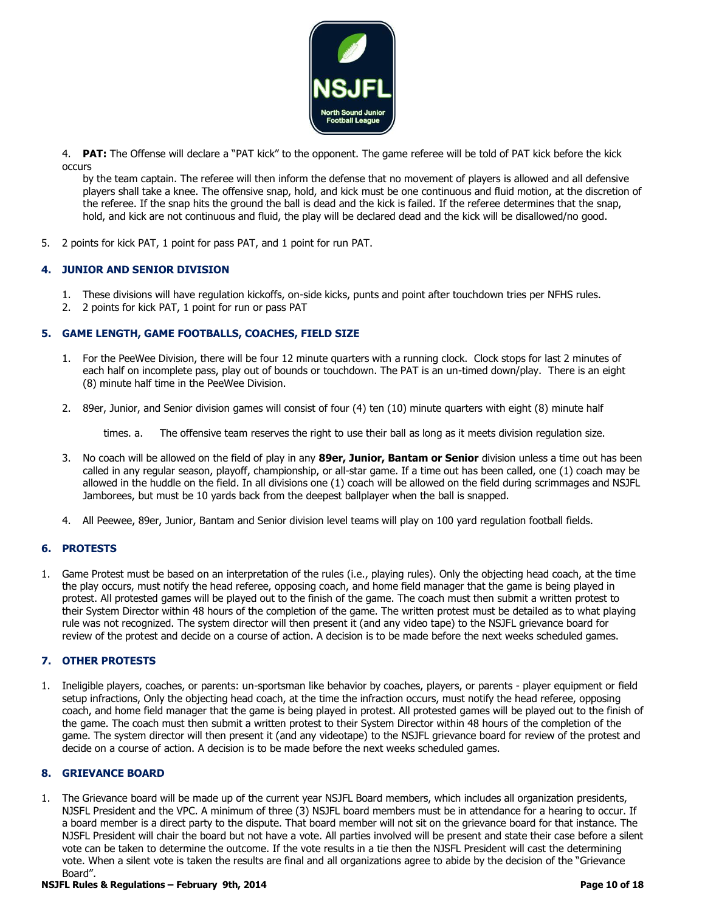4. **PAT:** The Offense will declare a "PAT kick" to the opponent. The game referee will be told of PAT kick before the kick occurs

by the team captain. The referee will then inform the defense that no movement of players is allowed and all defensive players shall take a knee. The offensive snap, hold, and kick must be one continuous and fluid motion, at the discretion of the referee. If the snap hits the ground the ball is dead and the kick is failed. If the referee determines that the snap, hold, and kick are not continuous and fluid, the play will be declared dead and the kick will be disallowed/no good.

5. 2 points for kick PAT, 1 point for pass PAT, and 1 point for run PAT.

## 4. JUNIOR AND SENIOR DIVISION

1. These divisions will have regulation kickoffs, on-side kicks, punts and point after touchdown tries per NFHS rules.
2. 2 points for kick PAT, 1 point for run or pass PAT

## 5. GAME LENGTH, GAME FOOTBALLS, COACHES, FIELD SIZE

1. For the PeeWee Division, there will be four 12 minute quarters with a running clock. Clock stops for last 2 minutes of each half on incomplete pass, play out of bounds or touchdown. The PAT is an un-timed down/play. There is an eight (8) minute half time in the PeeWee Division.

2. 89er, Junior, and Senior division games will consist of four (4) ten (10) minute quarters with eight (8) minute half

   times. a. The offensive team reserves the right to use their ball as long as it meets division regulation size.

3. No coach will be allowed on the field of play in any **89er, Junior, Bantam or Senior** division unless a time out has been called in any regular season, playoff, championship, or all-star game. If a time out has been called, one (1) coach may be allowed in the huddle on the field. In all divisions one (1) coach will be allowed on the field during scrimmages and NSJFL Jamborees, but must be 10 yards back from the deepest ballplayer when the ball is snapped.

4. All Peewee, 89er, Junior, Bantam and Senior division level teams will play on 100 yard regulation football fields.

## 6. PROTESTS

1. Game Protest must be based on an interpretation of the rules (i.e., playing rules). Only the objecting head coach, at the time the play occurs, must notify the head referee, opposing coach, and home field manager that the game is being played in protest. All protested games will be played out to the finish of the game. The coach must then submit a written protest to their System Director within 48 hours of the completion of the game. The written protest must be detailed as to what playing rule was not recognized. The system director will then present it (and any video tape) to the NSJFL grievance board for review of the protest and decide on a course of action. A decision is to be made before the next weeks scheduled games.

## 7. OTHER PROTESTS

1. Ineligible players, coaches, or parents: un-sportsman like behavior by coaches, players, or parents - player equipment or field setup infractions, Only the objecting head coach, at the time the infraction occurs, must notify the head referee, opposing coach, and home field manager that the game is being played in protest. All protested games will be played out to the finish of the game. The coach must then submit a written protest to their System Director within 48 hours of the completion of the game. The system director will then present it (and any videotape) to the NSJFL grievance board for review of the protest and decide on a course of action. A decision is to be made before the next weeks scheduled games.

## 8. GRIEVANCE BOARD

1. The Grievance board will be made up of the current year NSJFL Board members, which includes all organization presidents, NSJFL President and the VPC. A minimum of three (3) NSJFL board members must be in attendance for a hearing to occur. If a board member is a direct party to the dispute. That board member will not sit on the grievance board for that instance. The NJSFL President will chair the board but not have a vote. All parties involved will be present and state their case before a silent vote can be taken to determine the outcome. If the vote results in a tie then the NJSFL President will cast the determining vote. When a silent vote is taken the results are final and all organizations agree to abide by the decision of the "Grievance Board".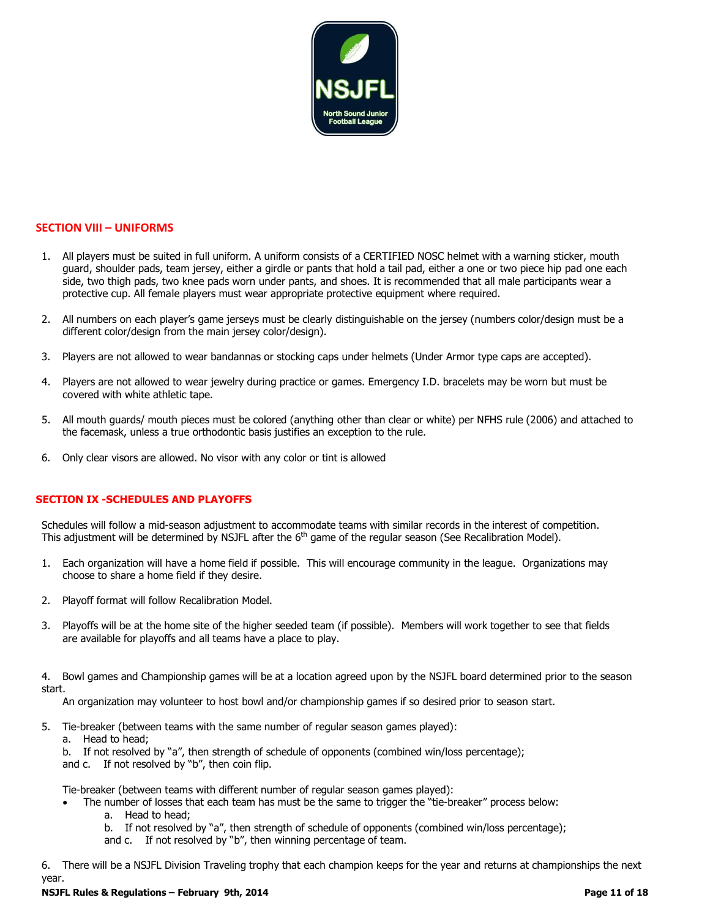## SECTION VIII – UNIFORMS

1. All players must be suited in full uniform. A uniform consists of a CERTIFIED NOSC helmet with a warning sticker, mouth guard, shoulder pads, team jersey, either a girdle or pants that hold a tail pad, either a one or two piece hip pad one each side, two thigh pads, two knee pads worn under pants, and shoes. It is recommended that all male participants wear a protective cup. All female players must wear appropriate protective equipment where required.

2. All numbers on each player's game jerseys must be clearly distinguishable on the jersey (numbers color/design must be a different color/design from the main jersey color/design).

3. Players are not allowed to wear bandannas or stocking caps under helmets (Under Armor type caps are accepted).

4. Players are not allowed to wear jewelry during practice or games. Emergency I.D. bracelets may be worn but must be covered with white athletic tape.

5. All mouth guards/ mouth pieces must be colored (anything other than clear or white) per NFHS rule (2006) and attached to the facemask, unless a true orthodontic basis justifies an exception to the rule.

6. Only clear visors are allowed. No visor with any color or tint is allowed

## SECTION IX -SCHEDULES AND PLAYOFFS

Schedules will follow a mid-season adjustment to accommodate teams with similar records in the interest of competition. This adjustment will be determined by NSJFL after the 6th game of the regular season (See Recalibration Model).

1. Each organization will have a home field if possible. This will encourage community in the league. Organizations may choose to share a home field if they desire.

2. Playoff format will follow Recalibration Model.

3. Playoffs will be at the home site of the higher seeded team (if possible). Members will work together to see that fields are available for playoffs and all teams have a place to play.

4. Bowl games and Championship games will be at a location agreed upon by the NSJFL board determined prior to the season start.
   An organization may volunteer to host bowl and/or championship games if so desired prior to season start.

5. Tie-breaker (between teams with the same number of regular season games played):
   a. Head to head;
   b. If not resolved by "a", then strength of schedule of opponents (combined win/loss percentage);
   and c. If not resolved by "b", then coin flip.

   Tie-breaker (between teams with different number of regular season games played):
   - The number of losses that each team has must be the same to trigger the "tie-breaker" process below:
     a. Head to head;
     b. If not resolved by "a", then strength of schedule of opponents (combined win/loss percentage);
     and c. If not resolved by "b", then winning percentage of team.

6. There will be a NSJFL Division Traveling trophy that each champion keeps for the year and returns at championships the next year.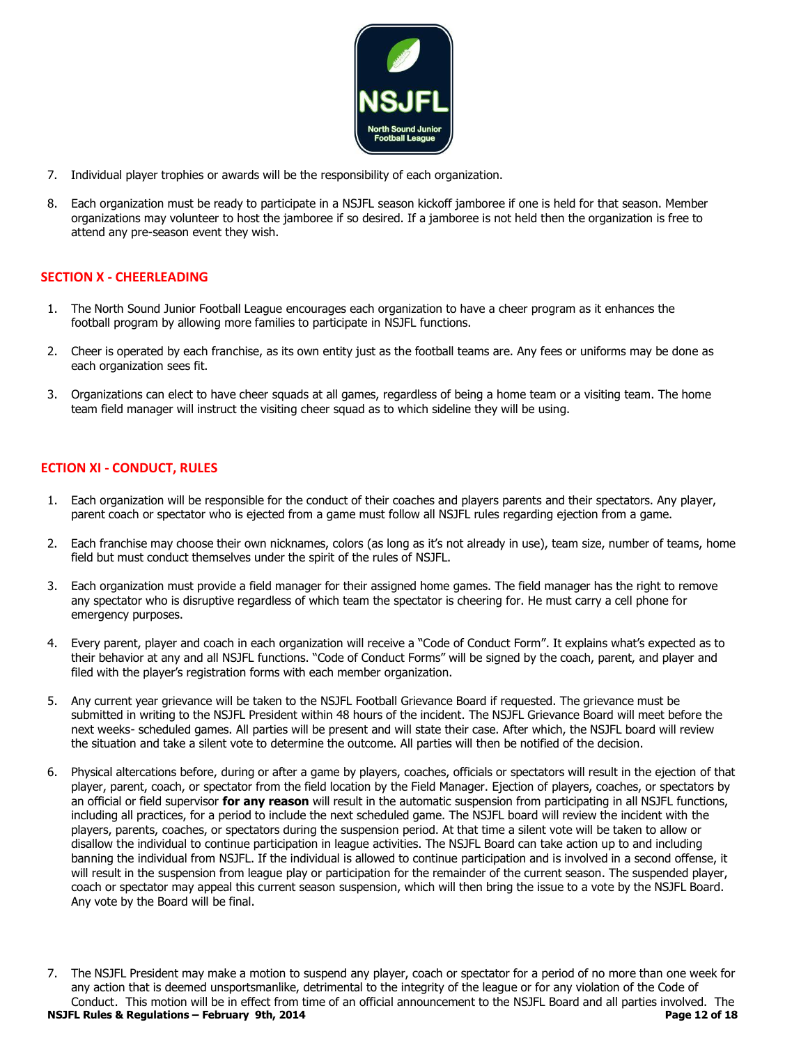7. Individual player trophies or awards will be the responsibility of each organization.

8. Each organization must be ready to participate in a NSJFL season kickoff jamboree if one is held for that season. Member organizations may volunteer to host the jamboree if so desired. If a jamboree is not held then the organization is free to attend any pre-season event they wish.

## SECTION X - CHEERLEADING

1. The North Sound Junior Football League encourages each organization to have a cheer program as it enhances the football program by allowing more families to participate in NSJFL functions.

2. Cheer is operated by each franchise, as its own entity just as the football teams are. Any fees or uniforms may be done as each organization sees fit.

3. Organizations can elect to have cheer squads at all games, regardless of being a home team or a visiting team. The home team field manager will instruct the visiting cheer squad as to which sideline they will be using.

## ECTION XI - CONDUCT, RULES

1. Each organization will be responsible for the conduct of their coaches and players parents and their spectators. Any player, parent coach or spectator who is ejected from a game must follow all NSJFL rules regarding ejection from a game.

2. Each franchise may choose their own nicknames, colors (as long as it's not already in use), team size, number of teams, home field but must conduct themselves under the spirit of the rules of NSJFL.

3. Each organization must provide a field manager for their assigned home games. The field manager has the right to remove any spectator who is disruptive regardless of which team the spectator is cheering for. He must carry a cell phone for emergency purposes.

4. Every parent, player and coach in each organization will receive a "Code of Conduct Form". It explains what's expected as to their behavior at any and all NSJFL functions. "Code of Conduct Forms" will be signed by the coach, parent, and player and filed with the player's registration forms with each member organization.

5. Any current year grievance will be taken to the NSJFL Football Grievance Board if requested. The grievance must be submitted in writing to the NSJFL President within 48 hours of the incident. The NSJFL Grievance Board will meet before the next weeks- scheduled games. All parties will be present and will state their case. After which, the NSJFL board will review the situation and take a silent vote to determine the outcome. All parties will then be notified of the decision.

6. Physical altercations before, during or after a game by players, coaches, officials or spectators will result in the ejection of that player, parent, coach, or spectator from the field location by the Field Manager. Ejection of players, coaches, or spectators by an official or field supervisor **for any reason** will result in the automatic suspension from participating in all NSJFL functions, including all practices, for a period to include the next scheduled game. The NSJFL board will review the incident with the players, parents, coaches, or spectators during the suspension period. At that time a silent vote will be taken to allow or disallow the individual to continue participation in league activities. The NSJFL Board can take action up to and including banning the individual from NSJFL. If the individual is allowed to continue participation and is involved in a second offense, it will result in the suspension from league play or participation for the remainder of the current season. The suspended player, coach or spectator may appeal this current season suspension, which will then bring the issue to a vote by the NSJFL Board. Any vote by the Board will be final.

7. The NSJFL President may make a motion to suspend any player, coach or spectator for a period of no more than one week for any action that is deemed unsportsmanlike, detrimental to the integrity of the league or for any violation of the Code of Conduct. This motion will be in effect from time of an official announcement to the NSJFL Board and all parties involved. The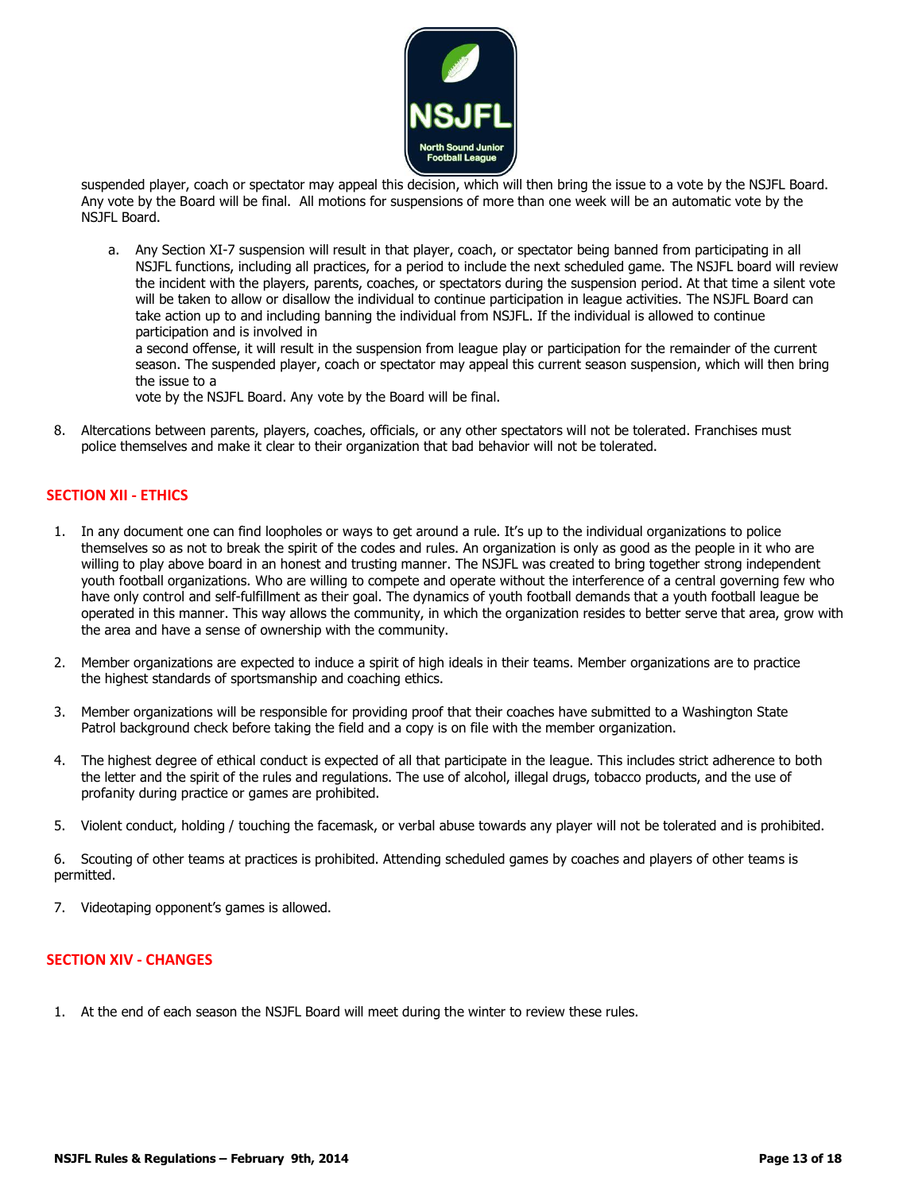suspended player, coach or spectator may appeal this decision, which will then bring the issue to a vote by the NSJFL Board. Any vote by the Board will be final. All motions for suspensions of more than one week will be an automatic vote by the NSJFL Board.

a. Any Section XI-7 suspension will result in that player, coach, or spectator being banned from participating in all NSJFL functions, including all practices, for a period to include the next scheduled game. The NSJFL board will review the incident with the players, parents, coaches, or spectators during the suspension period. At that time a silent vote will be taken to allow or disallow the individual to continue participation in league activities. The NSJFL Board can take action up to and including banning the individual from NSJFL. If the individual is allowed to continue participation and is involved in
a second offense, it will result in the suspension from league play or participation for the remainder of the current season. The suspended player, coach or spectator may appeal this current season suspension, which will then bring the issue to a
vote by the NSJFL Board. Any vote by the Board will be final.

8. Altercations between parents, players, coaches, officials, or any other spectators will not be tolerated. Franchises must police themselves and make it clear to their organization that bad behavior will not be tolerated.

## SECTION XII - ETHICS

1. In any document one can find loopholes or ways to get around a rule. It's up to the individual organizations to police themselves so as not to break the spirit of the codes and rules. An organization is only as good as the people in it who are willing to play above board in an honest and trusting manner. The NSJFL was created to bring together strong independent youth football organizations. Who are willing to compete and operate without the interference of a central governing few who have only control and self-fulfillment as their goal. The dynamics of youth football demands that a youth football league be operated in this manner. This way allows the community, in which the organization resides to better serve that area, grow with the area and have a sense of ownership with the community.

2. Member organizations are expected to induce a spirit of high ideals in their teams. Member organizations are to practice the highest standards of sportsmanship and coaching ethics.

3. Member organizations will be responsible for providing proof that their coaches have submitted to a Washington State Patrol background check before taking the field and a copy is on file with the member organization.

4. The highest degree of ethical conduct is expected of all that participate in the league. This includes strict adherence to both the letter and the spirit of the rules and regulations. The use of alcohol, illegal drugs, tobacco products, and the use of profanity during practice or games are prohibited.

5. Violent conduct, holding / touching the facemask, or verbal abuse towards any player will not be tolerated and is prohibited.

6. Scouting of other teams at practices is prohibited. Attending scheduled games by coaches and players of other teams is permitted.

7. Videotaping opponent's games is allowed.

## SECTION XIV - CHANGES

1. At the end of each season the NSJFL Board will meet during the winter to review these rules.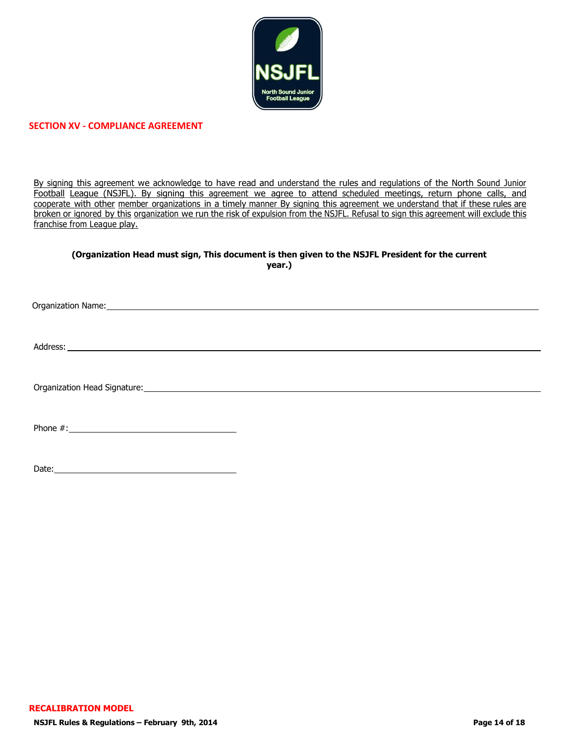## SECTION XV - COMPLIANCE AGREEMENT

By signing this agreement we acknowledge to have read and understand the rules and regulations of the North Sound Junior Football League (NSJFL). By signing this agreement we agree to attend scheduled meetings, return phone calls, and cooperate with other member organizations in a timely manner By signing this agreement we understand that if these rules are broken or ignored by this organization we run the risk of expulsion from the NSJFL. Refusal to sign this agreement will exclude this franchise from League play.

**(Organization Head must sign, This document is then given to the NSJFL President for the current year.)**

Organization Name: ______________________________________________

Address: ______________________________________________

Organization Head Signature: ______________________________________________

Phone #: ______________________

Date: ______________________

**RECALIBRATION MODEL**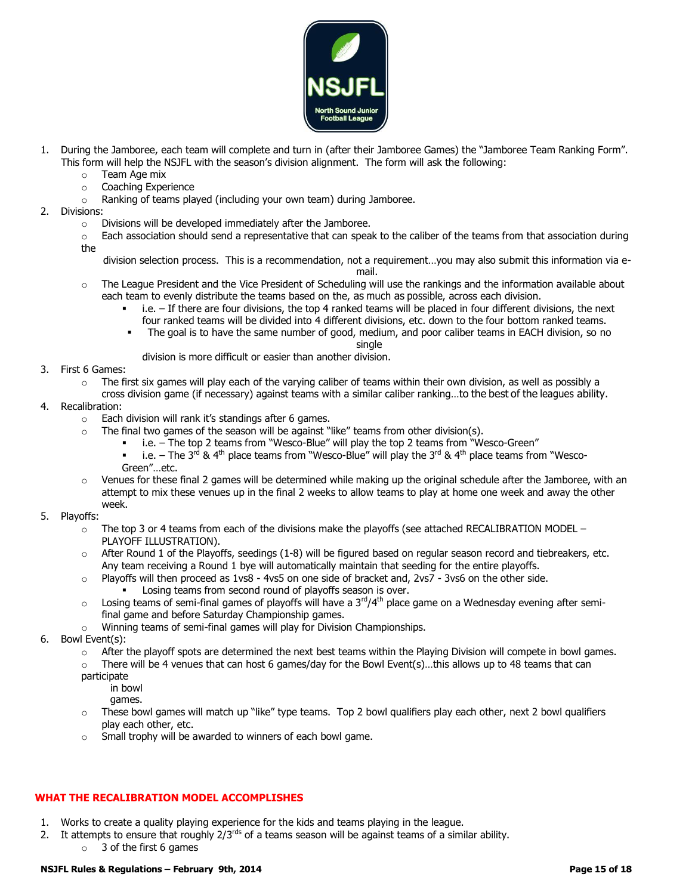1. During the Jamboree, each team will complete and turn in (after their Jamboree Games) the "Jamboree Team Ranking Form". This form will help the NSJFL with the season's division alignment. The form will ask the following:
   - Team Age mix
   - Coaching Experience
   - Ranking of teams played (including your own team) during Jamboree.
2. Divisions:
   - Divisions will be developed immediately after the Jamboree.
   - Each association should send a representative that can speak to the caliber of the teams from that association during the division selection process. This is a recommendation, not a requirement…you may also submit this information via e-mail.
   - The League President and the Vice President of Scheduling will use the rankings and the information available about each team to evenly distribute the teams based on the, as much as possible, across each division.
     - i.e. – If there are four divisions, the top 4 ranked teams will be placed in four different divisions, the next four ranked teams will be divided into 4 different divisions, etc. down to the four bottom ranked teams.
     - The goal is to have the same number of good, medium, and poor caliber teams in EACH division, so no single division is more difficult or easier than another division.
3. First 6 Games:
   - The first six games will play each of the varying caliber of teams within their own division, as well as possibly a cross division game (if necessary) against teams with a similar caliber ranking…to the best of the leagues ability.
4. Recalibration:
   - Each division will rank it's standings after 6 games.
   - The final two games of the season will be against "like" teams from other division(s).
     - i.e. – The top 2 teams from "Wesco-Blue" will play the top 2 teams from "Wesco-Green"
     - i.e. – The 3rd & 4th place teams from "Wesco-Blue" will play the 3rd & 4th place teams from "Wesco-Green"…etc.
   - Venues for these final 2 games will be determined while making up the original schedule after the Jamboree, with an attempt to mix these venues up in the final 2 weeks to allow teams to play at home one week and away the other week.
5. Playoffs:
   - The top 3 or 4 teams from each of the divisions make the playoffs (see attached RECALIBRATION MODEL – PLAYOFF ILLUSTRATION).
   - After Round 1 of the Playoffs, seedings (1-8) will be figured based on regular season record and tiebreakers, etc. Any team receiving a Round 1 bye will automatically maintain that seeding for the entire playoffs.
   - Playoffs will then proceed as 1vs8 - 4vs5 on one side of bracket and, 2vs7 - 3vs6 on the other side.
     - Losing teams from second round of playoffs season is over.
   - Losing teams of semi-final games of playoffs will have a 3rd/4th place game on a Wednesday evening after semi-final game and before Saturday Championship games.
   - Winning teams of semi-final games will play for Division Championships.
6. Bowl Event(s):
   - After the playoff spots are determined the next best teams within the Playing Division will compete in bowl games.
   - There will be 4 venues that can host 6 games/day for the Bowl Event(s)…this allows up to 48 teams that can participate in bowl games.
   - These bowl games will match up "like" type teams. Top 2 bowl qualifiers play each other, next 2 bowl qualifiers play each other, etc.
   - Small trophy will be awarded to winners of each bowl game.

## WHAT THE RECALIBRATION MODEL ACCOMPLISHES

1. Works to create a quality playing experience for the kids and teams playing in the league.
2. It attempts to ensure that roughly 2/3rds of a teams season will be against teams of a similar ability.
   - 3 of the first 6 games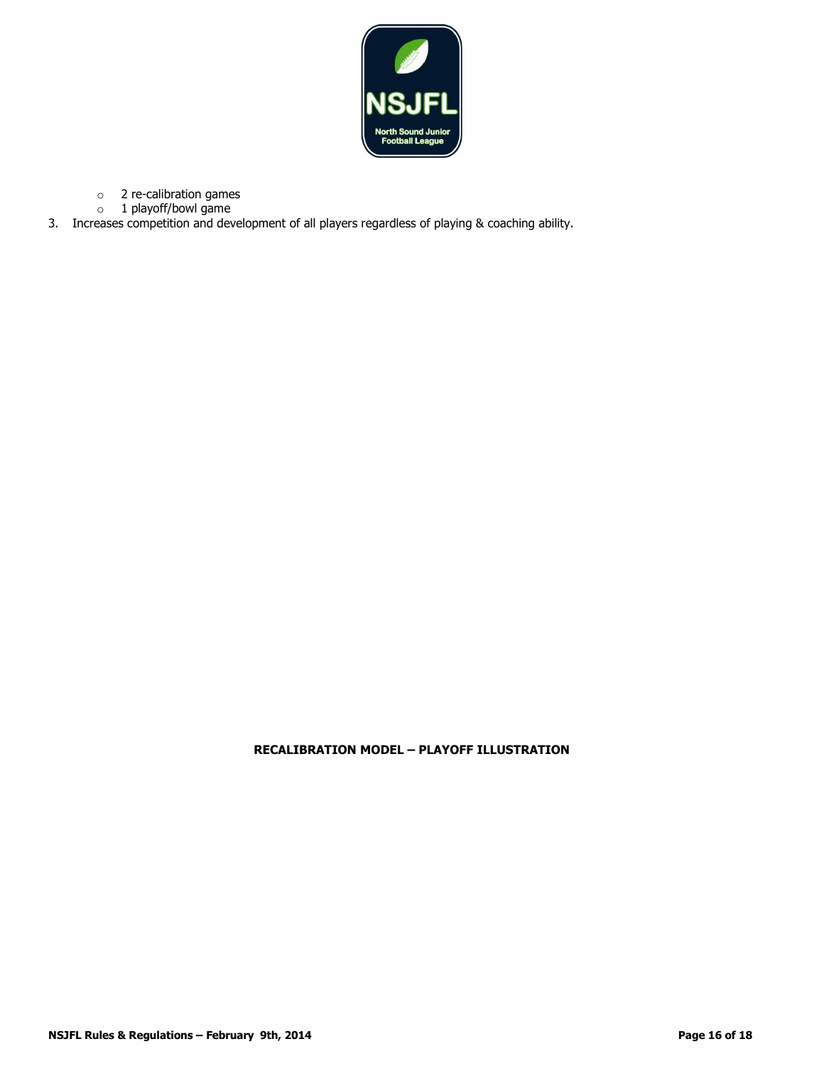- 2 re-calibration games
  - 1 playoff/bowl game
3. Increases competition and development of all players regardless of playing & coaching ability.

**RECALIBRATION MODEL – PLAYOFF ILLUSTRATION**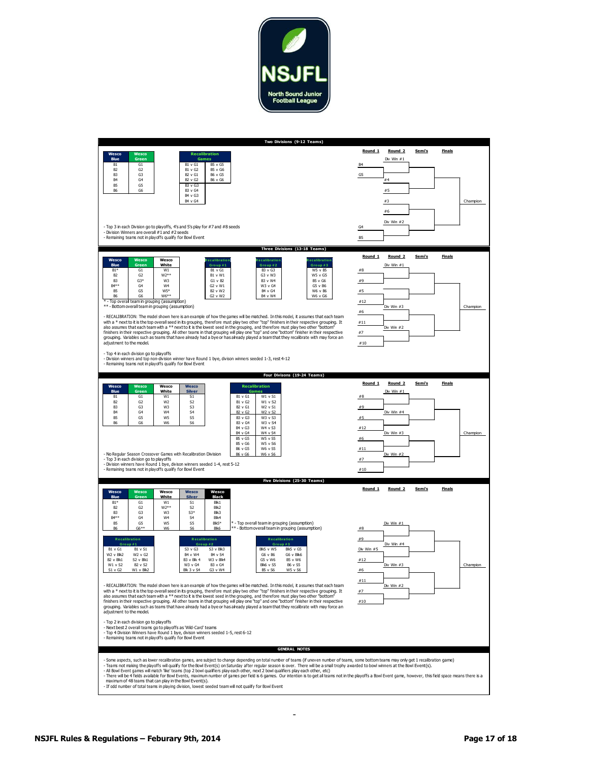NSJFL North Sound Junior Football League

## Two Divisions (9-12 Teams)

| Wesco Blue | Wesco Green |
|---|---|
| B1 | G1 |
| B2 | G2 |
| B3 | G3 |
| B4 | G4 |
| B5 | G5 |
| B6 | G6 |

| Recalibration Games | |
|---|---|
| B1 v G1 | B5 v G5 |
| B1 v G2 | B5 v G6 |
| B2 v G1 | B6 v G5 |
| B2 v G2 | B6 v G6 |
| B3 v G3 | |
| B3 v G4 | |
| B4 v G3 | |
| B4 v G4 | |

- Top 3 in each Division go to playoffs, 4's and 5's play for #7 and #8 seeds
- Division Winners are overall #1 and #2 seeds
- Remaining teams not in playoffs qualify for Bowl Event

Bracket (Round 1 / Round 2 / Semi's / Finals): Div Win #1; B4 v G5; #4 v #5; #3 v #6; Div Win #2; G4 v B5 — Champion

## Three Divisions (13-18 Teams)

| Wesco Blue | Wesco Green | Wesco White |
|---|---|---|
| B1* | G1 | W1 |
| B2 | G2 | W2** |
| B3 | G3* | W3 |
| B4** | G4 | W4 |
| B5 | G5 | W5* |
| B6 | G6 | W6** |

| Recalibration Group #1 | Recalibration Group #2 | Recalibration Group #3 |
|---|---|---|
| B1 v G1 | B3 v G3 | W5 v B5 |
| B1 v W1 | G3 v W3 | W5 v G5 |
| G1 v B2 | B3 v W4 | B5 v G6 |
| G2 v W1 | W3 v G4 | G5 v B6 |
| B2 v W2 | B4 v G4 | W6 v B6 |
| G2 v W2 | B4 v W4 | W6 v G6 |

\* - Top overall team in grouping (assumption)
\*\* - Bottom overall team in grouping (assumption)

- RECALIBRATION: The model shown here is an example of how the games will be matched. In this model, it assumes that each team with a * next to it is the top overall seed in its grouping, therefore must play two other "top" finishers in their respective grouping. It also assumes that each team with a ** next to it is the lowest seed in the grouping, and therefore must play two other "bottom" finishers in their respective grouping. All other teams in that grouping will play one "top" and one "bottom" finisher in their respective grouping. Variables such as teams that have already had a bye or has already played a team that they recalibrate with may force an adjustment to the model.

- Top 4 in each division go to playoffs
- Division winners and top non-division winner have Round 1 bye, divison winners seeded 1-3, rest 4-12
- Remaining teams not in playoffs qualify for Bowl Event

Bracket (Round 1 / Round 2 / Semi's / Finals): Div Win #1; #8 v #9; #5 v #12; Div Win #3; #6 v #11; Div Win #2; #7 v #10 — Champion

## Four Divisons (19-24 Teams)

| Wesco Blue | Wesco Green | Wesco White | Wesco Silver |
|---|---|---|---|
| B1 | G1 | W1 | S1 |
| B2 | G2 | W2 | S2 |
| B3 | G3 | W3 | S3 |
| B4 | G4 | W4 | S4 |
| B5 | G5 | W5 | S5 |
| B6 | G6 | W6 | S6 |

| Recalibration Games | |
|---|---|
| B1 v G1 | W1 v S1 |
| B1 v G2 | W1 v S2 |
| B2 v G1 | W2 v S1 |
| B2 v G2 | W2 v S2 |
| B3 v G3 | W3 v S3 |
| B3 v G4 | W3 v S4 |
| B4 v G3 | W4 v S3 |
| B4 v G4 | W4 v S4 |
| B5 v G5 | W5 v S5 |
| B5 v G6 | W5 v S6 |
| B6 v G5 | W6 v S5 |
| B6 v G6 | W6 v S6 |

- No Regular Season Crossover Games with Recalibration Division
- Top 3 in each division go to playoffs
- Division winners have Round 1 bye, divison winners seeded 1-4, rest 5-12
- Remaining teams not in playoffs qualify for Bowl Event

Bracket (Round 1 / Round 2 / Semi's / Finals): Div Win #1; #8 v #9; Div Win #4; #5 v #12; Div Win #3; #6 v #11; Div Win #2; #7 v #10 — Champion

## Five Divisions (25-30 Teams)

| Wesco Blue | Wesco Green | Wesco White | Wesco Silver | Wesco Black |
|---|---|---|---|---|
| B1* | G1 | W1 | S1 | Blk1 |
| B2 | G2 | W2** | S2 | Blk2 |
| B3 | G3 | W3 | S3* | Blk3 |
| B4** | G4 | W4 | S4 | Blk4 |
| B5 | G5 | W5 | S5 | Blk5* |
| B6 | G6** | W6 | S6 | Blk6 |

\* - Top overall team in grouping (assumption)
\*\* - Bottom overall team in grouping (assumption)

| Recalibration Group #1 | | Recalibration Group #2 | | Recalibration Group #3 | |
|---|---|---|---|---|---|
| B1 v G1 | B1 v S1 | S3 v G3 | S3 v Blk3 | Blk5 v W5 | Blk5 v G5 |
| W2 v Blk2 | W2 v G2 | B4 v W4 | B4 v S4 | G6 v B6 | G6 v Blk6 |
| B2 v Blk1 | S2 v Blk1 | B3 v Blk 4 | W3 v Blk4 | G5 v W6 | B5 v W6 |
| W1 v S2 | B2 v S2 | W3 v G4 | B3 v G4 | Blk6 v S5 | B6 v S5 |
| S1 v G2 | W1 v Blk2 | Blk 3 v S4 | G3 v W4 | B5 v S6 | W5 v S6 |

- RECALIBRATION: The model shown here is an example of how the games will be matched. In this model, it assumes that each team with a * next to it is the top overall seed in its grouping, therefore must play two other "top" finishers in their respective grouping. It also assumes that each team with a ** next to it is the lowest seed in the grouping, and therefore must play two other "bottom" finishers in their respective grouping. All other teams in that grouping will play one "top" and one "bottom" finisher in their respective grouping. Variables such as teams that have already had a bye or has already played a team that they recalibrate with may force an adjustment to the model.

- Top 2 in each division go to playoffs
- Next best 2 overall teams go to playoffs as 'Wild-Card' teams
- Top 4 Division Winners have Round 1 bye, divison winners seeded 1-5, rest 6-12
- Remaining teams not in playoffs qualify for Bowl Event

Bracket (Round 1 / Round 2 / Semi's / Finals): Div Win #1; #8 v #9; Div Win #4; Div Win #5 v #12; Div Win #3; #6 v #11; Div Win #2; #7 v #10 — Champion

## GENERAL NOTES

- Some aspects, such as lower recalibration games, are subject to change depending on total number of teams (if uneven number of teams, some bottom teams may only get 1 recalibration game)
- Teams not making the playoffs will qualify for the Bowl Event(s) on Saturday after regular season is over. There will be a small trophy awarded to bowl winners at the Bowl Event(s).
- All Bowl Event games will match 'like' teams (top 2 bowl qualifiers play each other, next 2 bowl qualifiers play each other, etc)
- There will be 4 fields available for Bowl Events, maximum number of games per field is 6 games. Our intention is to get all teams not in the playoffs a Bowl Event game, however, this field space means there is a maximum of 48 teams that can play in the Bowl Event(s).
- If odd number of total teams in playing division, lowest seeded team will not qualify for Bowl Event

-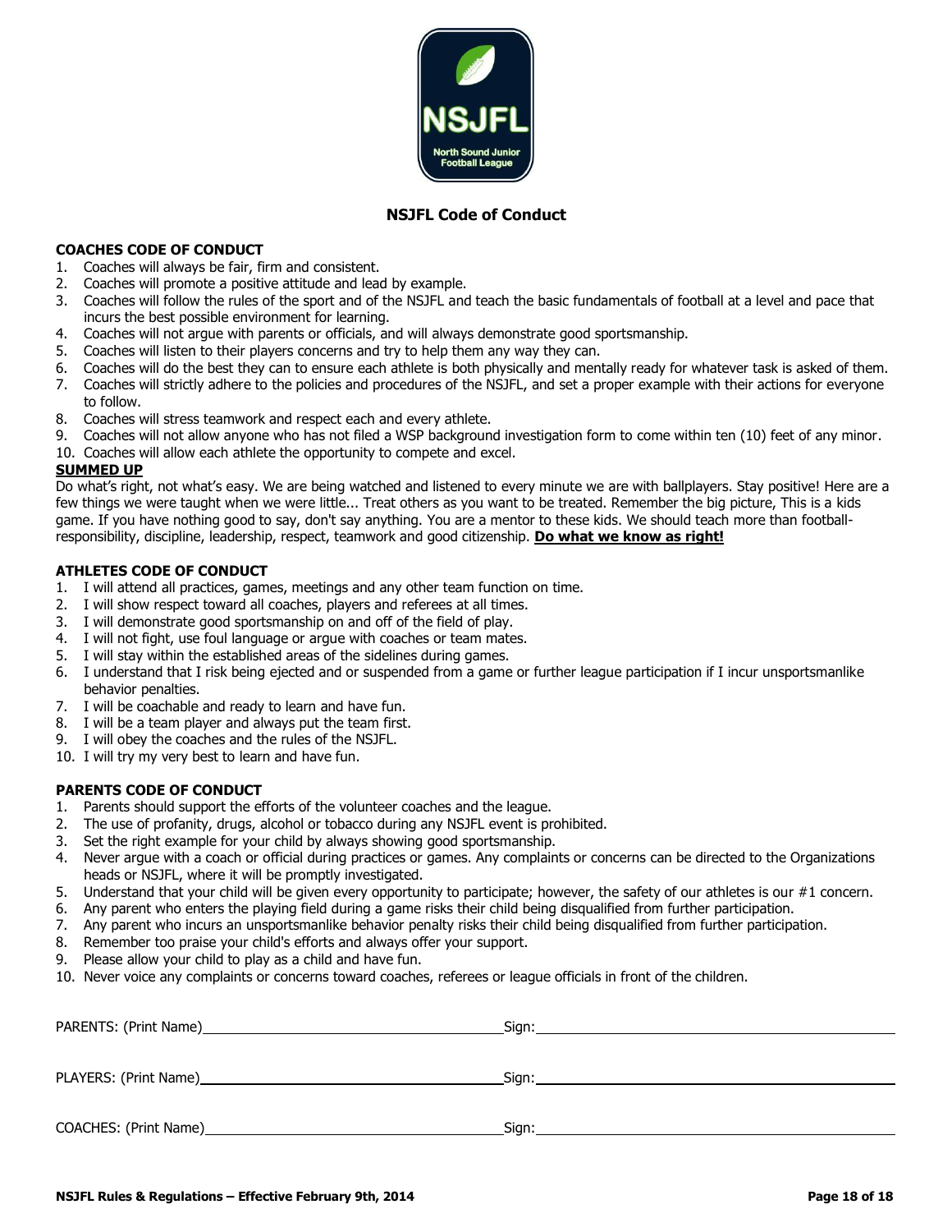# NSJFL Code of Conduct

### COACHES CODE OF CONDUCT

1. Coaches will always be fair, firm and consistent.
2. Coaches will promote a positive attitude and lead by example.
3. Coaches will follow the rules of the sport and of the NSJFL and teach the basic fundamentals of football at a level and pace that incurs the best possible environment for learning.
4. Coaches will not argue with parents or officials, and will always demonstrate good sportsmanship.
5. Coaches will listen to their players concerns and try to help them any way they can.
6. Coaches will do the best they can to ensure each athlete is both physically and mentally ready for whatever task is asked of them.
7. Coaches will strictly adhere to the policies and procedures of the NSJFL, and set a proper example with their actions for everyone to follow.
8. Coaches will stress teamwork and respect each and every athlete.
9. Coaches will not allow anyone who has not filed a WSP background investigation form to come within ten (10) feet of any minor.
10. Coaches will allow each athlete the opportunity to compete and excel.

**SUMMED UP**

Do what's right, not what's easy. We are being watched and listened to every minute we are with ballplayers. Stay positive! Here are a few things we were taught when we were little... Treat others as you want to be treated. Remember the big picture, This is a kids game. If you have nothing good to say, don't say anything. You are a mentor to these kids. We should teach more than football-responsibility, discipline, leadership, respect, teamwork and good citizenship. **Do what we know as right!**

### ATHLETES CODE OF CONDUCT

1. I will attend all practices, games, meetings and any other team function on time.
2. I will show respect toward all coaches, players and referees at all times.
3. I will demonstrate good sportsmanship on and off of the field of play.
4. I will not fight, use foul language or argue with coaches or team mates.
5. I will stay within the established areas of the sidelines during games.
6. I understand that I risk being ejected and or suspended from a game or further league participation if I incur unsportsmanlike behavior penalties.
7. I will be coachable and ready to learn and have fun.
8. I will be a team player and always put the team first.
9. I will obey the coaches and the rules of the NSJFL.
10. I will try my very best to learn and have fun.

### PARENTS CODE OF CONDUCT

1. Parents should support the efforts of the volunteer coaches and the league.
2. The use of profanity, drugs, alcohol or tobacco during any NSJFL event is prohibited.
3. Set the right example for your child by always showing good sportsmanship.
4. Never argue with a coach or official during practices or games. Any complaints or concerns can be directed to the Organizations heads or NSJFL, where it will be promptly investigated.
5. Understand that your child will be given every opportunity to participate; however, the safety of our athletes is our #1 concern.
6. Any parent who enters the playing field during a game risks their child being disqualified from further participation.
7. Any parent who incurs an unsportsmanlike behavior penalty risks their child being disqualified from further participation.
8. Remember too praise your child's efforts and always offer your support.
9. Please allow your child to play as a child and have fun.
10. Never voice any complaints or concerns toward coaches, referees or league officials in front of the children.

PARENTS: (Print Name)\_\_\_\_\_\_\_\_\_\_\_\_\_\_\_\_\_\_\_\_ Sign:\_\_\_\_\_\_\_\_\_\_\_\_\_\_\_\_\_\_\_\_

PLAYERS: (Print Name)\_\_\_\_\_\_\_\_\_\_\_\_\_\_\_\_\_\_\_\_ Sign:\_\_\_\_\_\_\_\_\_\_\_\_\_\_\_\_\_\_\_\_

COACHES: (Print Name)\_\_\_\_\_\_\_\_\_\_\_\_\_\_\_\_\_\_\_\_ Sign:\_\_\_\_\_\_\_\_\_\_\_\_\_\_\_\_\_\_\_\_